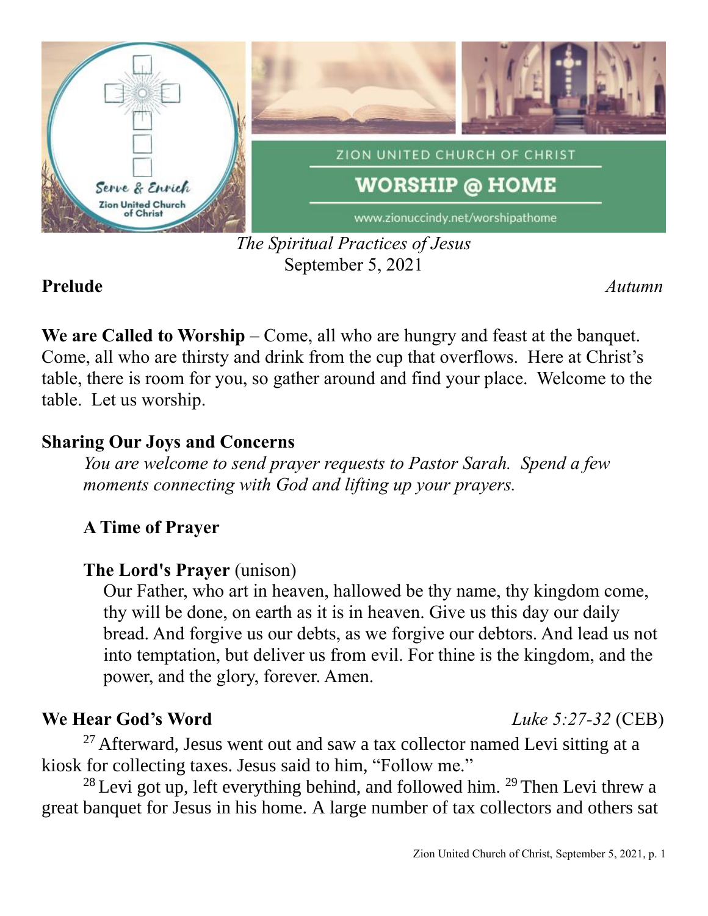ZION UNITED CHURCH OF CHRIST

# WORSHIP @ HOME

www.zionuccindy.net/worshipathome

*The Spiritual Practices of Jesus*
September 5, 2021

**Prelude** *Autumn*

**We are Called to Worship** – Come, all who are hungry and feast at the banquet. Come, all who are thirsty and drink from the cup that overflows. Here at Christ's table, there is room for you, so gather around and find your place. Welcome to the table. Let us worship.

**Sharing Our Joys and Concerns**

*You are welcome to send prayer requests to Pastor Sarah. Spend a few moments connecting with God and lifting up your prayers.*

**A Time of Prayer**

**The Lord's Prayer** (unison)

Our Father, who art in heaven, hallowed be thy name, thy kingdom come, thy will be done, on earth as it is in heaven. Give us this day our daily bread. And forgive us our debts, as we forgive our debtors. And lead us not into temptation, but deliver us from evil. For thine is the kingdom, and the power, and the glory, forever. Amen.

**We Hear God's Word** *Luke 5:27-32* (CEB)

[27] Afterward, Jesus went out and saw a tax collector named Levi sitting at a kiosk for collecting taxes. Jesus said to him, "Follow me."

[28] Levi got up, left everything behind, and followed him. [29] Then Levi threw a great banquet for Jesus in his home. A large number of tax collectors and others sat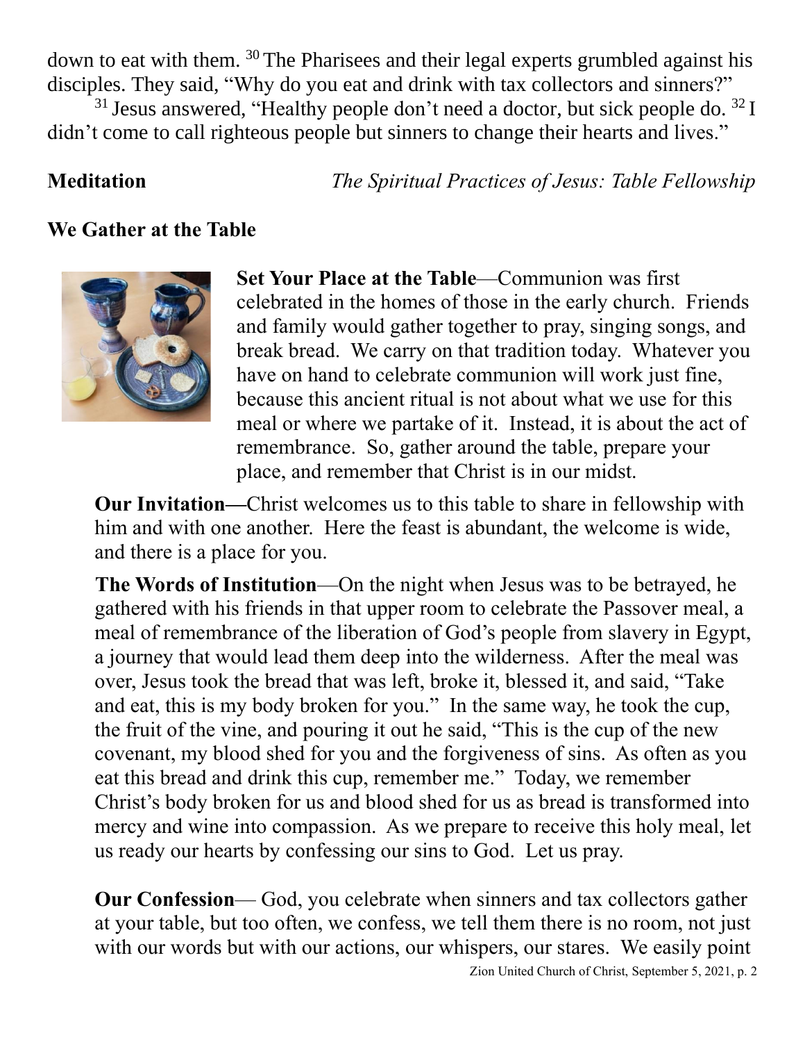down to eat with them. [30] The Pharisees and their legal experts grumbled against his disciples. They said, "Why do you eat and drink with tax collectors and sinners?"

[31] Jesus answered, "Healthy people don't need a doctor, but sick people do. [32] I didn't come to call righteous people but sinners to change their hearts and lives."

**Meditation** *The Spiritual Practices of Jesus: Table Fellowship*

**We Gather at the Table**

**Set Your Place at the Table**—Communion was first celebrated in the homes of those in the early church. Friends and family would gather together to pray, singing songs, and break bread. We carry on that tradition today. Whatever you have on hand to celebrate communion will work just fine, because this ancient ritual is not about what we use for this meal or where we partake of it. Instead, it is about the act of remembrance. So, gather around the table, prepare your place, and remember that Christ is in our midst.

**Our Invitation—**Christ welcomes us to this table to share in fellowship with him and with one another. Here the feast is abundant, the welcome is wide, and there is a place for you.

**The Words of Institution**—On the night when Jesus was to be betrayed, he gathered with his friends in that upper room to celebrate the Passover meal, a meal of remembrance of the liberation of God's people from slavery in Egypt, a journey that would lead them deep into the wilderness. After the meal was over, Jesus took the bread that was left, broke it, blessed it, and said, "Take and eat, this is my body broken for you." In the same way, he took the cup, the fruit of the vine, and pouring it out he said, "This is the cup of the new covenant, my blood shed for you and the forgiveness of sins. As often as you eat this bread and drink this cup, remember me." Today, we remember Christ's body broken for us and blood shed for us as bread is transformed into mercy and wine into compassion. As we prepare to receive this holy meal, let us ready our hearts by confessing our sins to God. Let us pray.

**Our Confession**— God, you celebrate when sinners and tax collectors gather at your table, but too often, we confess, we tell them there is no room, not just with our words but with our actions, our whispers, our stares. We easily point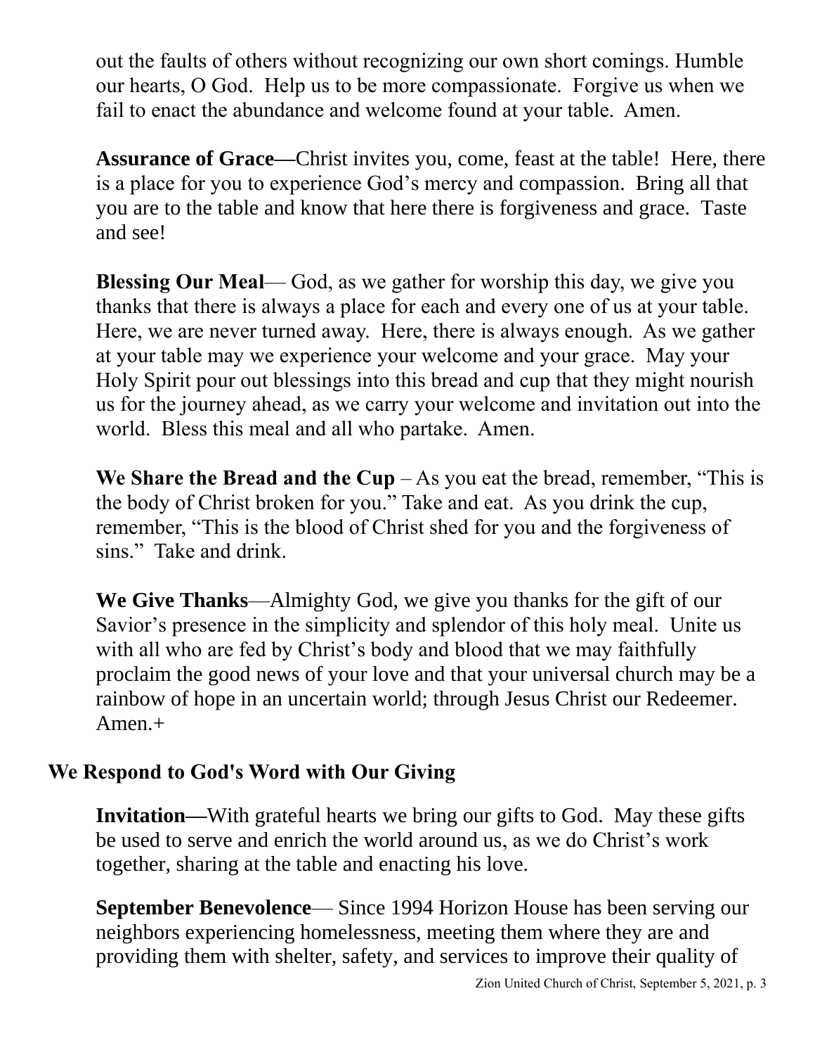out the faults of others without recognizing our own short comings. Humble our hearts, O God. Help us to be more compassionate. Forgive us when we fail to enact the abundance and welcome found at your table. Amen.

**Assurance of Grace—**Christ invites you, come, feast at the table! Here, there is a place for you to experience God's mercy and compassion. Bring all that you are to the table and know that here there is forgiveness and grace. Taste and see!

**Blessing Our Meal**— God, as we gather for worship this day, we give you thanks that there is always a place for each and every one of us at your table. Here, we are never turned away. Here, there is always enough. As we gather at your table may we experience your welcome and your grace. May your Holy Spirit pour out blessings into this bread and cup that they might nourish us for the journey ahead, as we carry your welcome and invitation out into the world. Bless this meal and all who partake. Amen.

**We Share the Bread and the Cup** – As you eat the bread, remember, "This is the body of Christ broken for you." Take and eat. As you drink the cup, remember, "This is the blood of Christ shed for you and the forgiveness of sins." Take and drink.

**We Give Thanks**—Almighty God, we give you thanks for the gift of our Savior's presence in the simplicity and splendor of this holy meal. Unite us with all who are fed by Christ's body and blood that we may faithfully proclaim the good news of your love and that your universal church may be a rainbow of hope in an uncertain world; through Jesus Christ our Redeemer. Amen.+

## We Respond to God's Word with Our Giving

**Invitation—**With grateful hearts we bring our gifts to God. May these gifts be used to serve and enrich the world around us, as we do Christ's work together, sharing at the table and enacting his love.

**September Benevolence**— Since 1994 Horizon House has been serving our neighbors experiencing homelessness, meeting them where they are and providing them with shelter, safety, and services to improve their quality of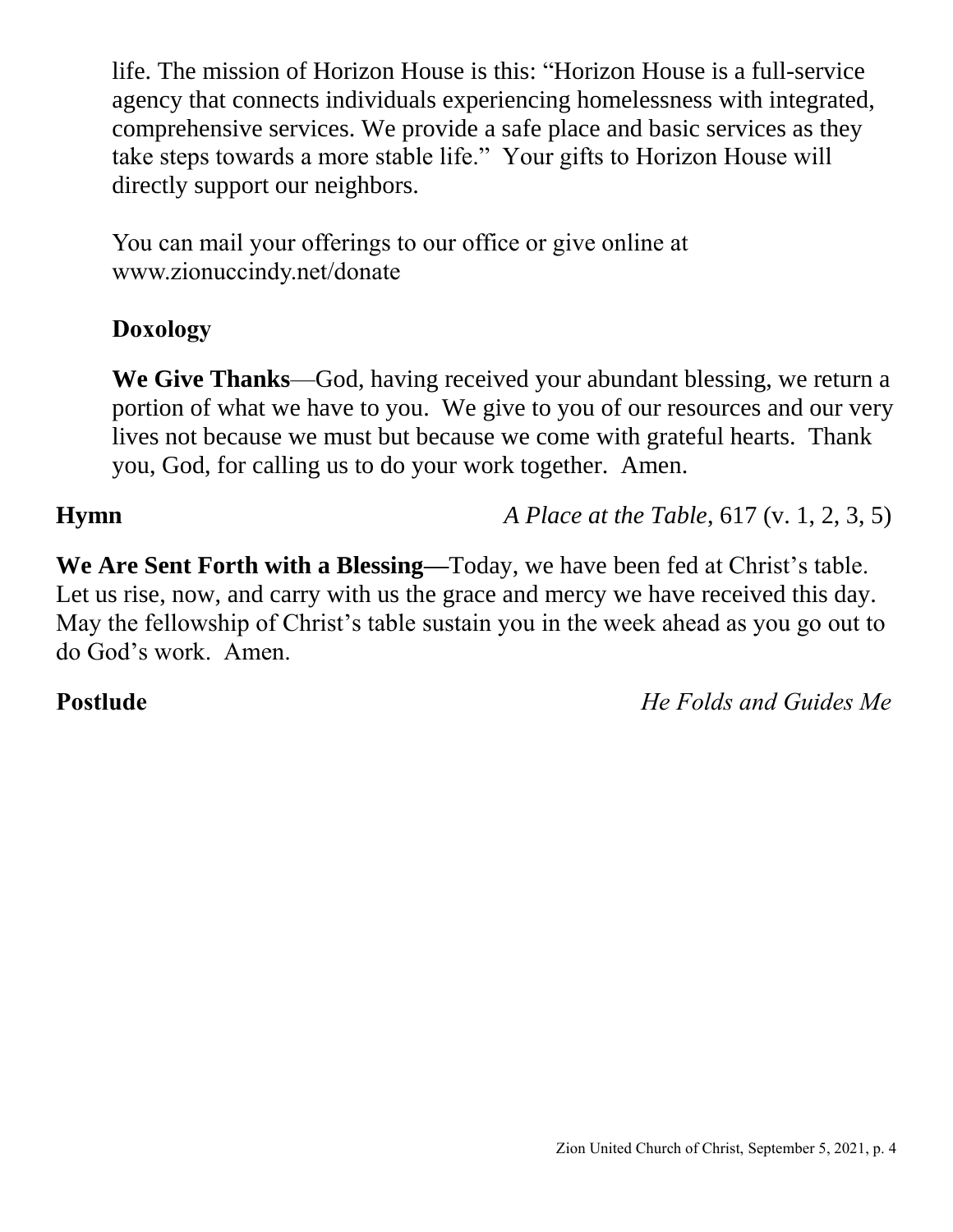life. The mission of Horizon House is this: "Horizon House is a full-service agency that connects individuals experiencing homelessness with integrated, comprehensive services. We provide a safe place and basic services as they take steps towards a more stable life." Your gifts to Horizon House will directly support our neighbors.

You can mail your offerings to our office or give online at www.zionuccindy.net/donate

**Doxology**

**We Give Thanks**—God, having received your abundant blessing, we return a portion of what we have to you. We give to you of our resources and our very lives not because we must but because we come with grateful hearts. Thank you, God, for calling us to do your work together. Amen.

**Hymn** *A Place at the Table*, 617 (v. 1, 2, 3, 5)

**We Are Sent Forth with a Blessing—**Today, we have been fed at Christ's table. Let us rise, now, and carry with us the grace and mercy we have received this day. May the fellowship of Christ's table sustain you in the week ahead as you go out to do God's work. Amen.

**Postlude** *He Folds and Guides Me*